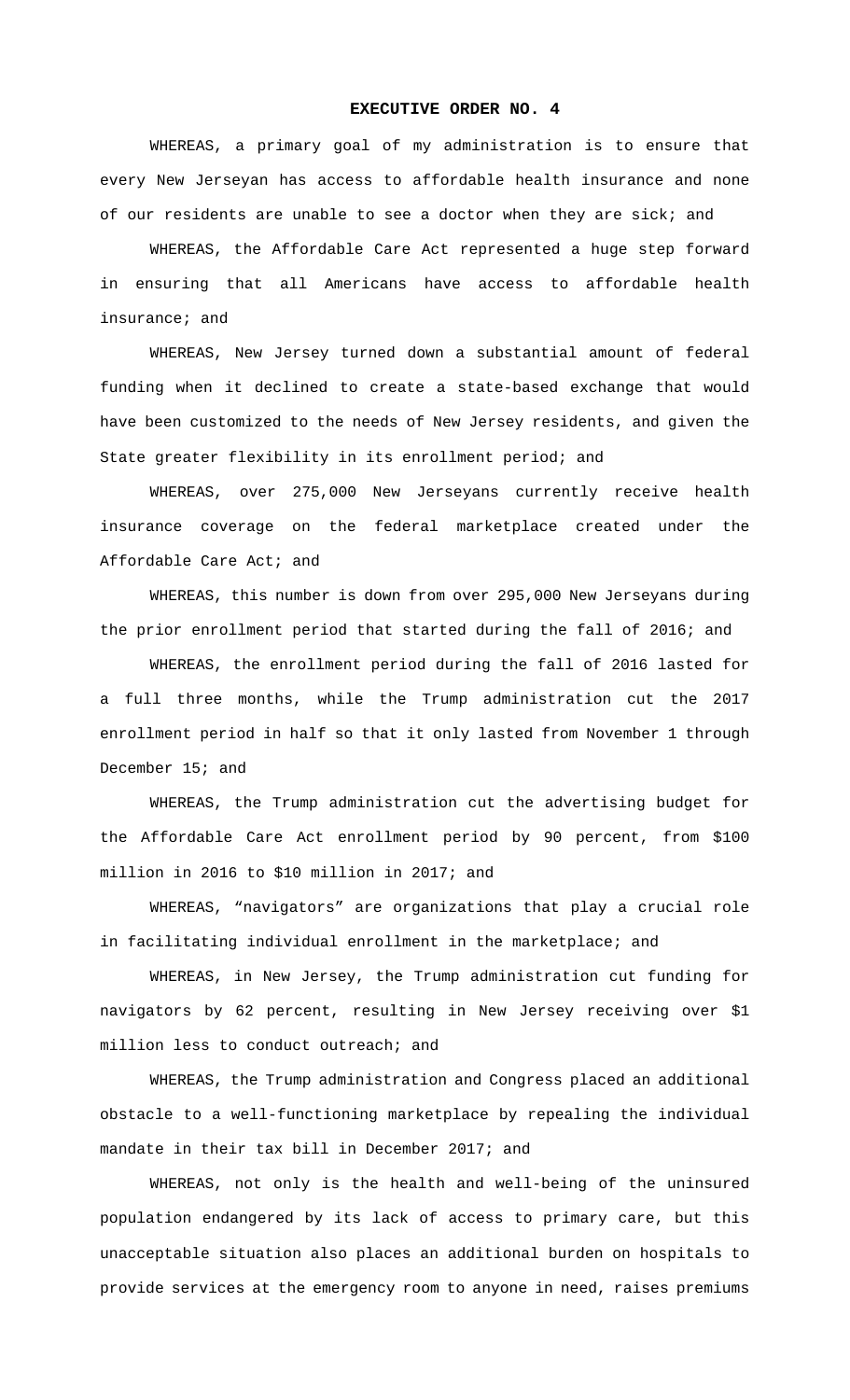**EXECUTIVE ORDER NO. 4**

WHEREAS, a primary goal of my administration is to ensure that every New Jerseyan has access to affordable health insurance and none of our residents are unable to see a doctor when they are sick; and

WHEREAS, the Affordable Care Act represented a huge step forward in ensuring that all Americans have access to affordable health insurance; and

WHEREAS, New Jersey turned down a substantial amount of federal funding when it declined to create a state-based exchange that would have been customized to the needs of New Jersey residents, and given the State greater flexibility in its enrollment period; and

WHEREAS, over 275,000 New Jerseyans currently receive health insurance coverage on the federal marketplace created under the Affordable Care Act; and

WHEREAS, this number is down from over 295,000 New Jerseyans during the prior enrollment period that started during the fall of 2016; and

WHEREAS, the enrollment period during the fall of 2016 lasted for a full three months, while the Trump administration cut the 2017 enrollment period in half so that it only lasted from November 1 through December 15; and

WHEREAS, the Trump administration cut the advertising budget for the Affordable Care Act enrollment period by 90 percent, from $100 million in 2016 to $10 million in 2017; and

WHEREAS, "navigators" are organizations that play a crucial role in facilitating individual enrollment in the marketplace; and

WHEREAS, in New Jersey, the Trump administration cut funding for navigators by 62 percent, resulting in New Jersey receiving over $1 million less to conduct outreach; and

WHEREAS, the Trump administration and Congress placed an additional obstacle to a well-functioning marketplace by repealing the individual mandate in their tax bill in December 2017; and

WHEREAS, not only is the health and well-being of the uninsured population endangered by its lack of access to primary care, but this unacceptable situation also places an additional burden on hospitals to provide services at the emergency room to anyone in need, raises premiums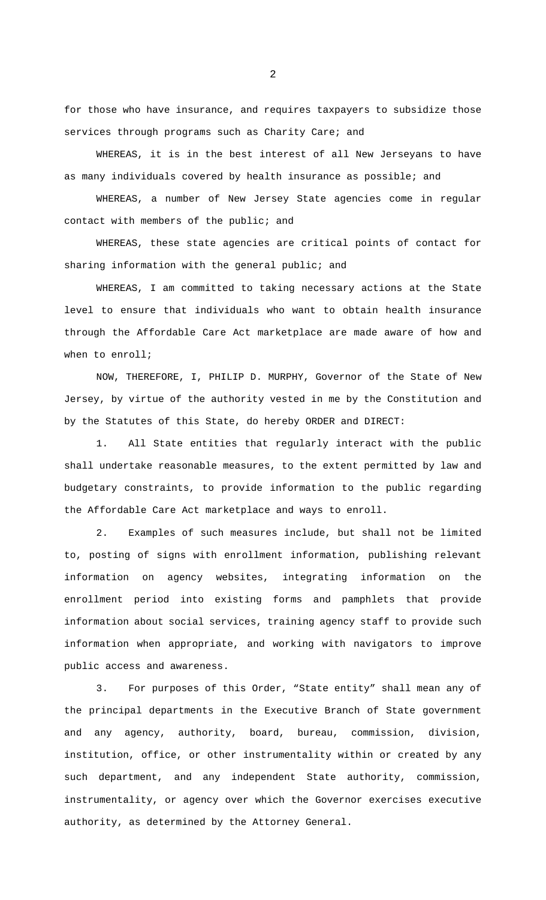for those who have insurance, and requires taxpayers to subsidize those services through programs such as Charity Care; and

WHEREAS, it is in the best interest of all New Jerseyans to have as many individuals covered by health insurance as possible; and

WHEREAS, a number of New Jersey State agencies come in regular contact with members of the public; and

WHEREAS, these state agencies are critical points of contact for sharing information with the general public; and

WHEREAS, I am committed to taking necessary actions at the State level to ensure that individuals who want to obtain health insurance through the Affordable Care Act marketplace are made aware of how and when to enroll;

NOW, THEREFORE, I, PHILIP D. MURPHY, Governor of the State of New Jersey, by virtue of the authority vested in me by the Constitution and by the Statutes of this State, do hereby ORDER and DIRECT:

1. All State entities that regularly interact with the public shall undertake reasonable measures, to the extent permitted by law and budgetary constraints, to provide information to the public regarding the Affordable Care Act marketplace and ways to enroll.

2. Examples of such measures include, but shall not be limited to, posting of signs with enrollment information, publishing relevant information on agency websites, integrating information on the enrollment period into existing forms and pamphlets that provide information about social services, training agency staff to provide such information when appropriate, and working with navigators to improve public access and awareness.

3. For purposes of this Order, "State entity" shall mean any of the principal departments in the Executive Branch of State government and any agency, authority, board, bureau, commission, division, institution, office, or other instrumentality within or created by any such department, and any independent State authority, commission, instrumentality, or agency over which the Governor exercises executive authority, as determined by the Attorney General.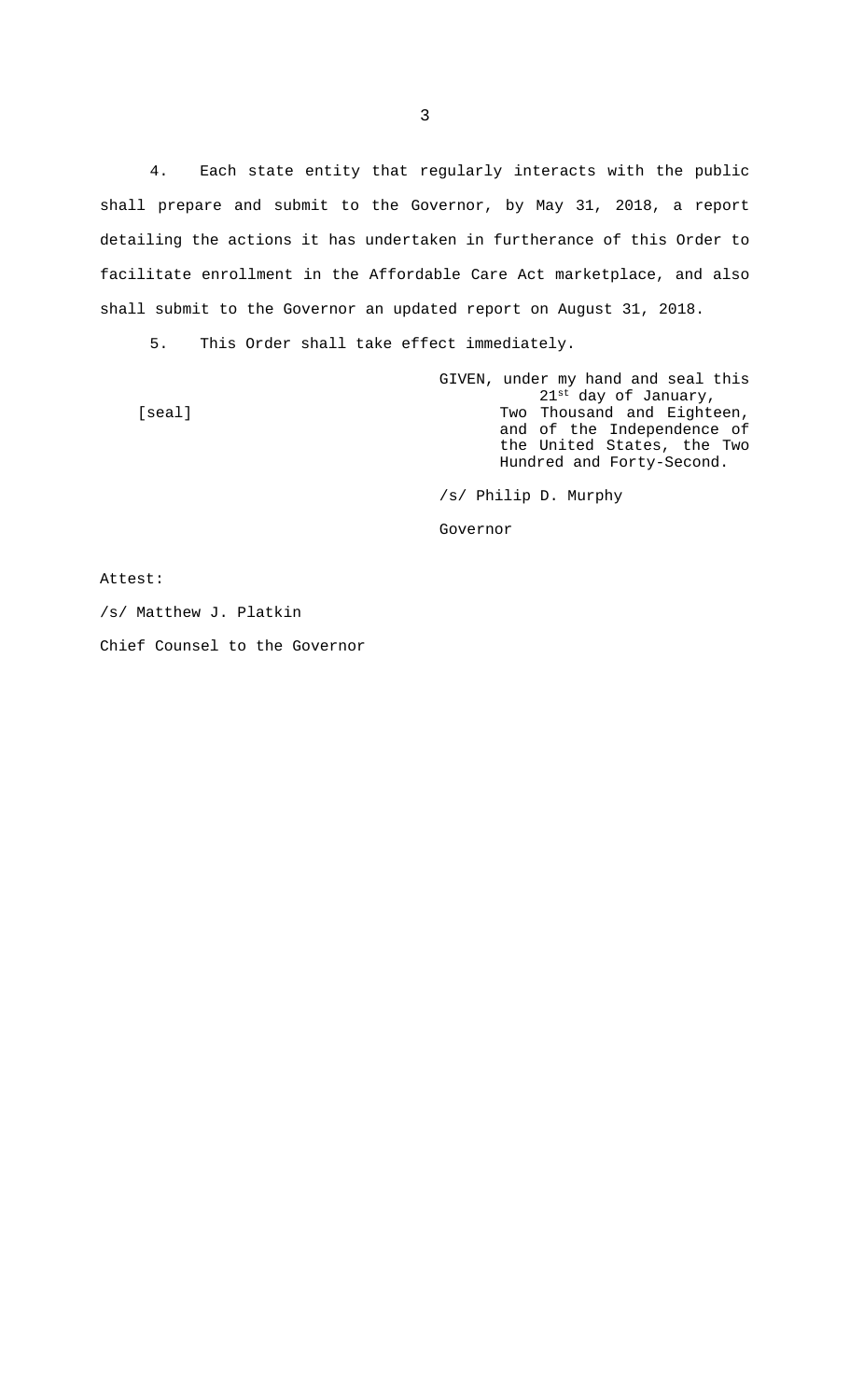4. Each state entity that regularly interacts with the public shall prepare and submit to the Governor, by May 31, 2018, a report detailing the actions it has undertaken in furtherance of this Order to facilitate enrollment in the Affordable Care Act marketplace, and also shall submit to the Governor an updated report on August 31, 2018.

5. This Order shall take effect immediately.

GIVEN, under my hand and seal this 21st day of January, Two Thousand and Eighteen, and of the Independence of the United States, the Two Hundred and Forty-Second.

[seal]

/s/ Philip D. Murphy

Governor

Attest:

/s/ Matthew J. Platkin

Chief Counsel to the Governor